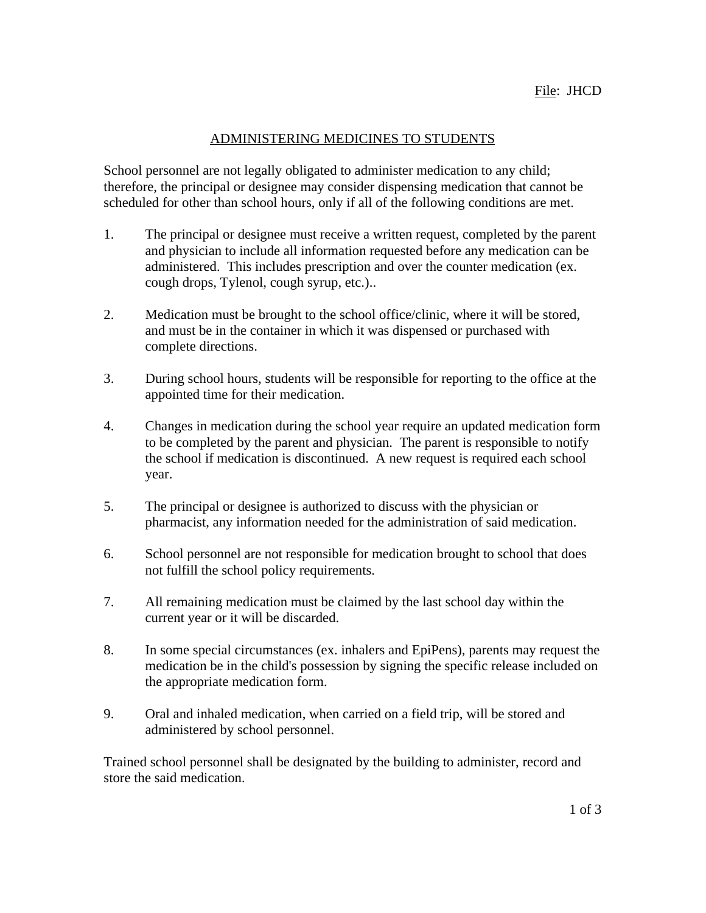File: JHCD

# ADMINISTERING MEDICINES TO STUDENTS

School personnel are not legally obligated to administer medication to any child; therefore, the principal or designee may consider dispensing medication that cannot be scheduled for other than school hours, only if all of the following conditions are met.

1. The principal or designee must receive a written request, completed by the parent and physician to include all information requested before any medication can be administered. This includes prescription and over the counter medication (ex. cough drops, Tylenol, cough syrup, etc.)..

2. Medication must be brought to the school office/clinic, where it will be stored, and must be in the container in which it was dispensed or purchased with complete directions.

3. During school hours, students will be responsible for reporting to the office at the appointed time for their medication.

4. Changes in medication during the school year require an updated medication form to be completed by the parent and physician. The parent is responsible to notify the school if medication is discontinued. A new request is required each school year.

5. The principal or designee is authorized to discuss with the physician or pharmacist, any information needed for the administration of said medication.

6. School personnel are not responsible for medication brought to school that does not fulfill the school policy requirements.

7. All remaining medication must be claimed by the last school day within the current year or it will be discarded.

8. In some special circumstances (ex. inhalers and EpiPens), parents may request the medication be in the child's possession by signing the specific release included on the appropriate medication form.

9. Oral and inhaled medication, when carried on a field trip, will be stored and administered by school personnel.

Trained school personnel shall be designated by the building to administer, record and store the said medication.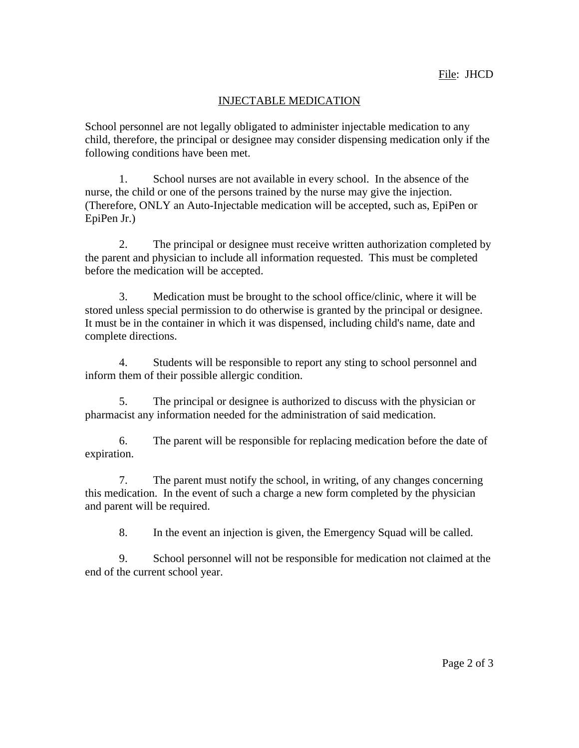File: JHCD

## INJECTABLE MEDICATION

School personnel are not legally obligated to administer injectable medication to any child, therefore, the principal or designee may consider dispensing medication only if the following conditions have been met.

1. School nurses are not available in every school. In the absence of the nurse, the child or one of the persons trained by the nurse may give the injection. (Therefore, ONLY an Auto-Injectable medication will be accepted, such as, EpiPen or EpiPen Jr.)

2. The principal or designee must receive written authorization completed by the parent and physician to include all information requested. This must be completed before the medication will be accepted.

3. Medication must be brought to the school office/clinic, where it will be stored unless special permission to do otherwise is granted by the principal or designee. It must be in the container in which it was dispensed, including child's name, date and complete directions.

4. Students will be responsible to report any sting to school personnel and inform them of their possible allergic condition.

5. The principal or designee is authorized to discuss with the physician or pharmacist any information needed for the administration of said medication.

6. The parent will be responsible for replacing medication before the date of expiration.

7. The parent must notify the school, in writing, of any changes concerning this medication. In the event of such a charge a new form completed by the physician and parent will be required.

8. In the event an injection is given, the Emergency Squad will be called.

9. School personnel will not be responsible for medication not claimed at the end of the current school year.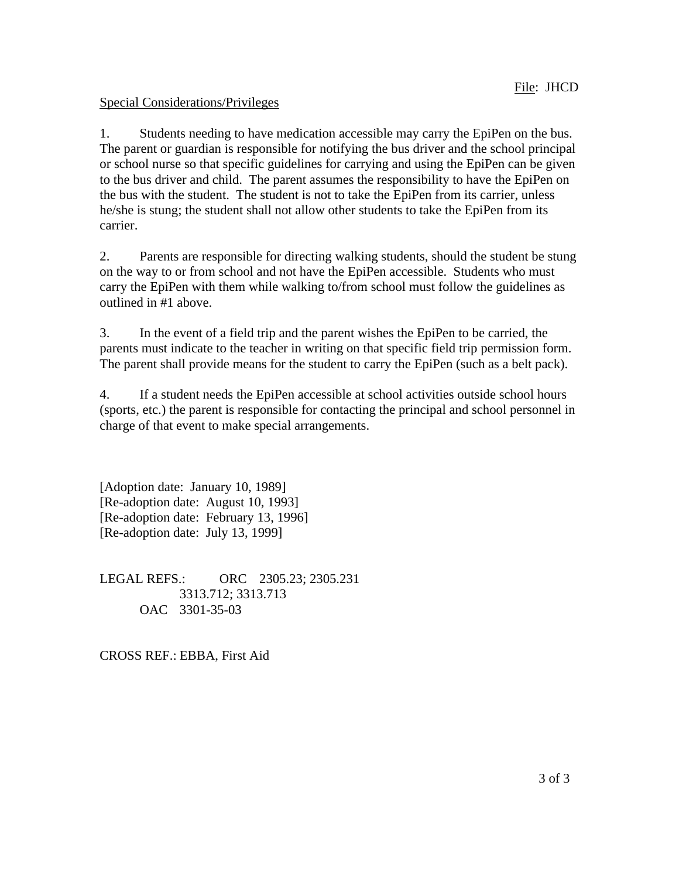File: JHCD

Special Considerations/Privileges

1. Students needing to have medication accessible may carry the EpiPen on the bus. The parent or guardian is responsible for notifying the bus driver and the school principal or school nurse so that specific guidelines for carrying and using the EpiPen can be given to the bus driver and child. The parent assumes the responsibility to have the EpiPen on the bus with the student. The student is not to take the EpiPen from its carrier, unless he/she is stung; the student shall not allow other students to take the EpiPen from its carrier.

2. Parents are responsible for directing walking students, should the student be stung on the way to or from school and not have the EpiPen accessible. Students who must carry the EpiPen with them while walking to/from school must follow the guidelines as outlined in #1 above.

3. In the event of a field trip and the parent wishes the EpiPen to be carried, the parents must indicate to the teacher in writing on that specific field trip permission form. The parent shall provide means for the student to carry the EpiPen (such as a belt pack).

4. If a student needs the EpiPen accessible at school activities outside school hours (sports, etc.) the parent is responsible for contacting the principal and school personnel in charge of that event to make special arrangements.

[Adoption date: January 10, 1989]
[Re-adoption date: August 10, 1993]
[Re-adoption date: February 13, 1996]
[Re-adoption date: July 13, 1999]

LEGAL REFS.: ORC 2305.23; 2305.231
3313.712; 3313.713
OAC 3301-35-03

CROSS REF.: EBBA, First Aid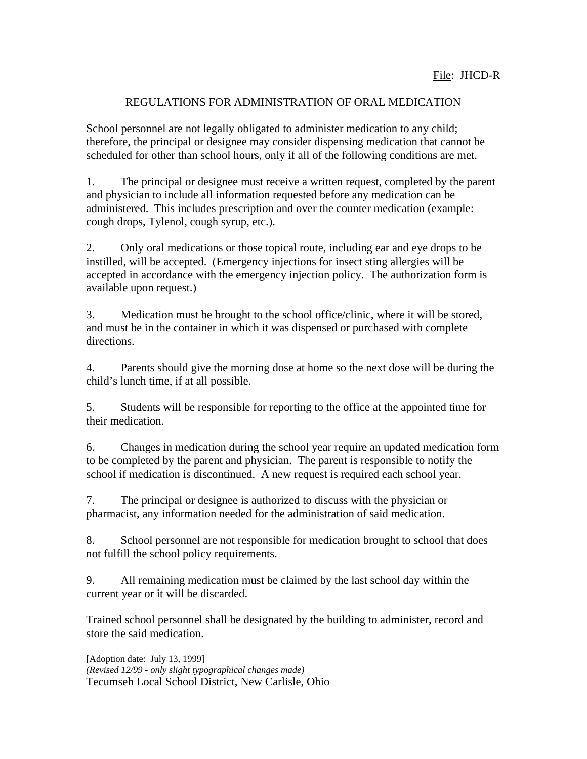File: JHCD-R

## REGULATIONS FOR ADMINISTRATION OF ORAL MEDICATION

School personnel are not legally obligated to administer medication to any child; therefore, the principal or designee may consider dispensing medication that cannot be scheduled for other than school hours, only if all of the following conditions are met.

1. The principal or designee must receive a written request, completed by the parent and physician to include all information requested before any medication can be administered. This includes prescription and over the counter medication (example: cough drops, Tylenol, cough syrup, etc.).

2. Only oral medications or those topical route, including ear and eye drops to be instilled, will be accepted. (Emergency injections for insect sting allergies will be accepted in accordance with the emergency injection policy. The authorization form is available upon request.)

3. Medication must be brought to the school office/clinic, where it will be stored, and must be in the container in which it was dispensed or purchased with complete directions.

4. Parents should give the morning dose at home so the next dose will be during the child's lunch time, if at all possible.

5. Students will be responsible for reporting to the office at the appointed time for their medication.

6. Changes in medication during the school year require an updated medication form to be completed by the parent and physician. The parent is responsible to notify the school if medication is discontinued. A new request is required each school year.

7. The principal or designee is authorized to discuss with the physician or pharmacist, any information needed for the administration of said medication.

8. School personnel are not responsible for medication brought to school that does not fulfill the school policy requirements.

9. All remaining medication must be claimed by the last school day within the current year or it will be discarded.

Trained school personnel shall be designated by the building to administer, record and store the said medication.

[Adoption date: July 13, 1999]
*(Revised 12/99 - only slight typographical changes made)*
Tecumseh Local School District, New Carlisle, Ohio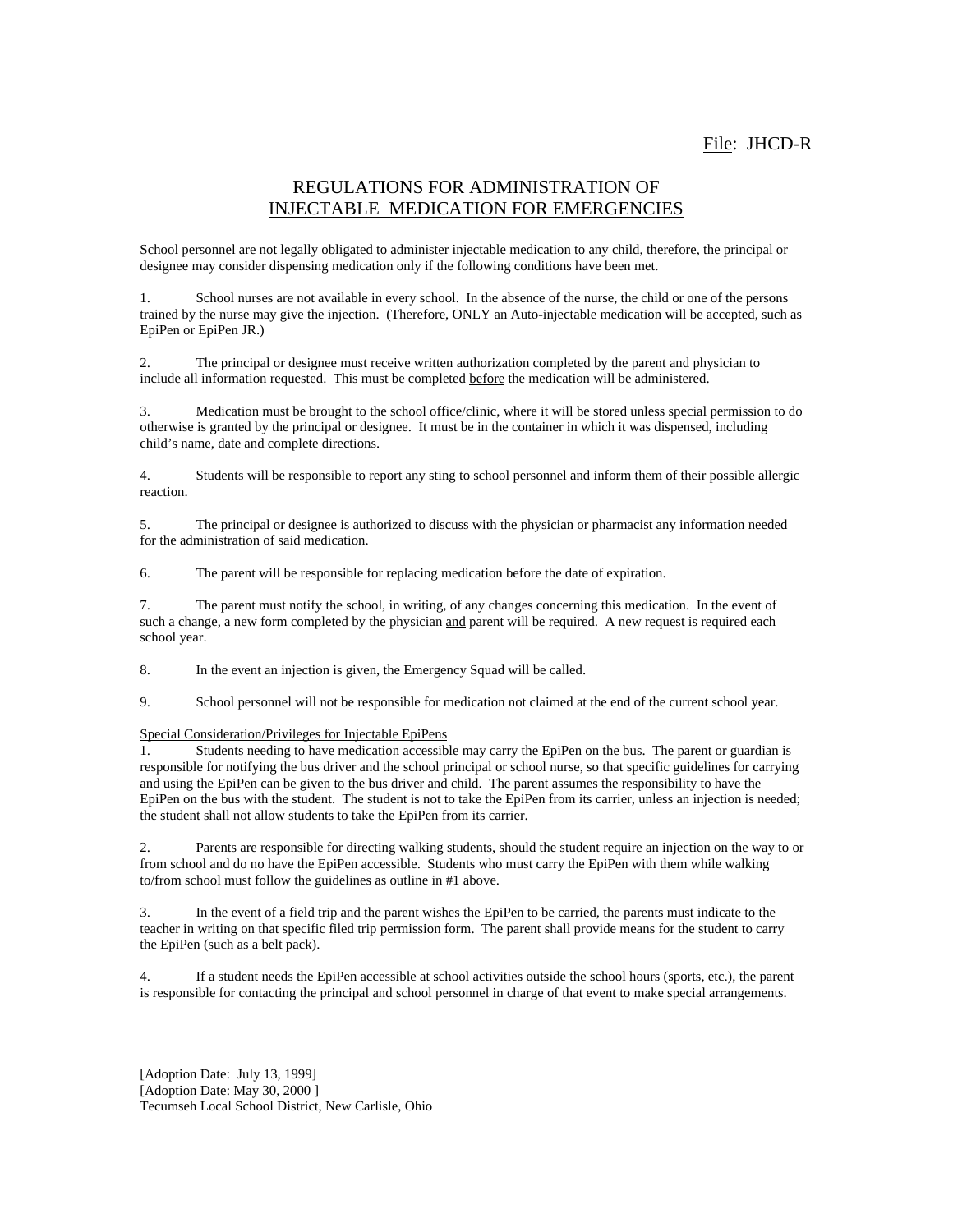File: JHCD-R

# REGULATIONS FOR ADMINISTRATION OF INJECTABLE MEDICATION FOR EMERGENCIES

School personnel are not legally obligated to administer injectable medication to any child, therefore, the principal or designee may consider dispensing medication only if the following conditions have been met.

1. School nurses are not available in every school. In the absence of the nurse, the child or one of the persons trained by the nurse may give the injection. (Therefore, ONLY an Auto-injectable medication will be accepted, such as EpiPen or EpiPen JR.)

2. The principal or designee must receive written authorization completed by the parent and physician to include all information requested. This must be completed <u>before</u> the medication will be administered.

3. Medication must be brought to the school office/clinic, where it will be stored unless special permission to do otherwise is granted by the principal or designee. It must be in the container in which it was dispensed, including child's name, date and complete directions.

4. Students will be responsible to report any sting to school personnel and inform them of their possible allergic reaction.

5. The principal or designee is authorized to discuss with the physician or pharmacist any information needed for the administration of said medication.

6. The parent will be responsible for replacing medication before the date of expiration.

7. The parent must notify the school, in writing, of any changes concerning this medication. In the event of such a change, a new form completed by the physician <u>and</u> parent will be required. A new request is required each school year.

8. In the event an injection is given, the Emergency Squad will be called.

9. School personnel will not be responsible for medication not claimed at the end of the current school year.

<u>Special Consideration/Privileges for Injectable EpiPens</u>

1. Students needing to have medication accessible may carry the EpiPen on the bus. The parent or guardian is responsible for notifying the bus driver and the school principal or school nurse, so that specific guidelines for carrying and using the EpiPen can be given to the bus driver and child. The parent assumes the responsibility to have the EpiPen on the bus with the student. The student is not to take the EpiPen from its carrier, unless an injection is needed; the student shall not allow students to take the EpiPen from its carrier.

2. Parents are responsible for directing walking students, should the student require an injection on the way to or from school and do no have the EpiPen accessible. Students who must carry the EpiPen with them while walking to/from school must follow the guidelines as outline in #1 above.

3. In the event of a field trip and the parent wishes the EpiPen to be carried, the parents must indicate to the teacher in writing on that specific filed trip permission form. The parent shall provide means for the student to carry the EpiPen (such as a belt pack).

4. If a student needs the EpiPen accessible at school activities outside the school hours (sports, etc.), the parent is responsible for contacting the principal and school personnel in charge of that event to make special arrangements.

[Adoption Date: July 13, 1999]
[Adoption Date: May 30, 2000 ]
Tecumseh Local School District, New Carlisle, Ohio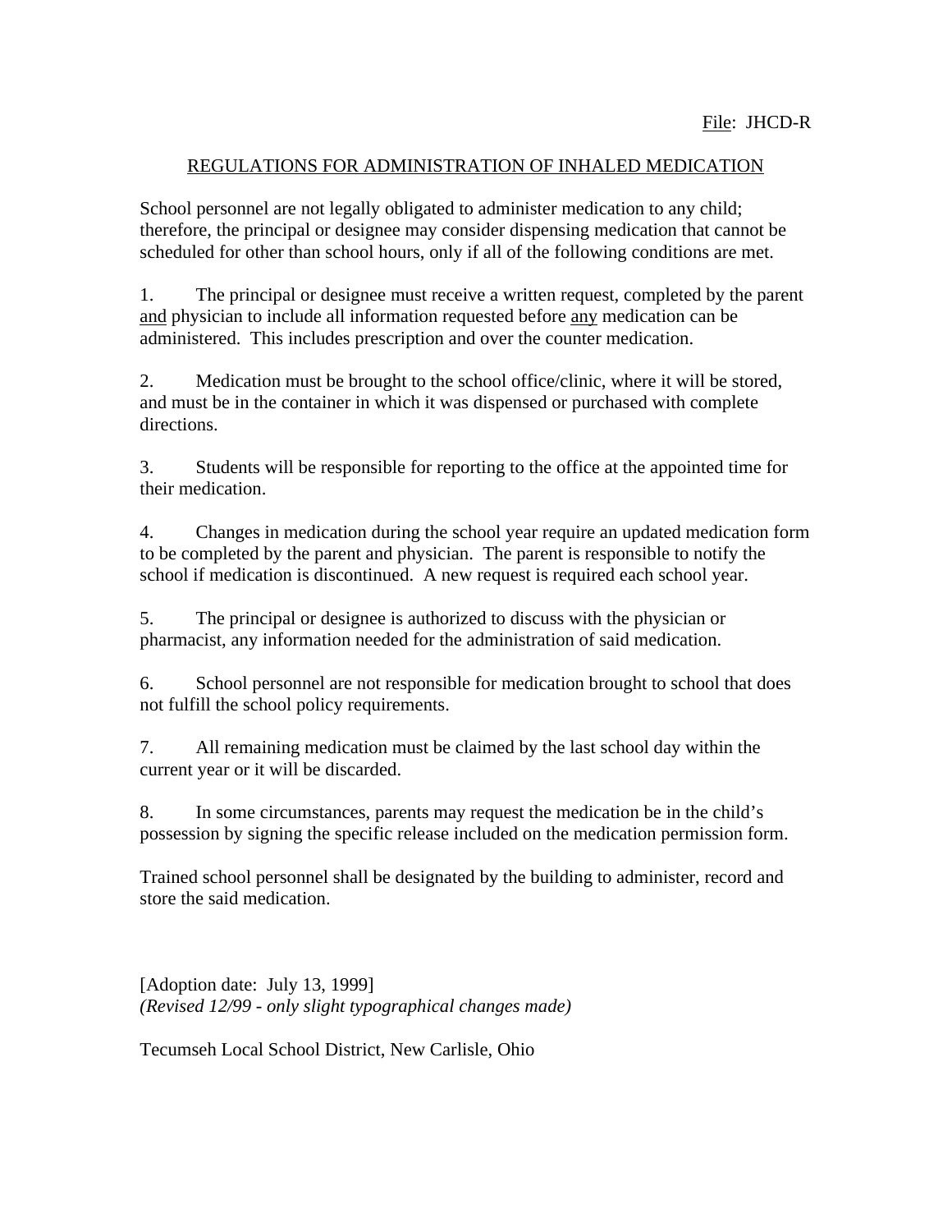File: JHCD-R

## REGULATIONS FOR ADMINISTRATION OF INHALED MEDICATION

School personnel are not legally obligated to administer medication to any child; therefore, the principal or designee may consider dispensing medication that cannot be scheduled for other than school hours, only if all of the following conditions are met.

1. The principal or designee must receive a written request, completed by the parent and physician to include all information requested before any medication can be administered. This includes prescription and over the counter medication.

2. Medication must be brought to the school office/clinic, where it will be stored, and must be in the container in which it was dispensed or purchased with complete directions.

3. Students will be responsible for reporting to the office at the appointed time for their medication.

4. Changes in medication during the school year require an updated medication form to be completed by the parent and physician. The parent is responsible to notify the school if medication is discontinued. A new request is required each school year.

5. The principal or designee is authorized to discuss with the physician or pharmacist, any information needed for the administration of said medication.

6. School personnel are not responsible for medication brought to school that does not fulfill the school policy requirements.

7. All remaining medication must be claimed by the last school day within the current year or it will be discarded.

8. In some circumstances, parents may request the medication be in the child's possession by signing the specific release included on the medication permission form.

Trained school personnel shall be designated by the building to administer, record and store the said medication.

[Adoption date: July 13, 1999]
*(Revised 12/99 - only slight typographical changes made)*

Tecumseh Local School District, New Carlisle, Ohio